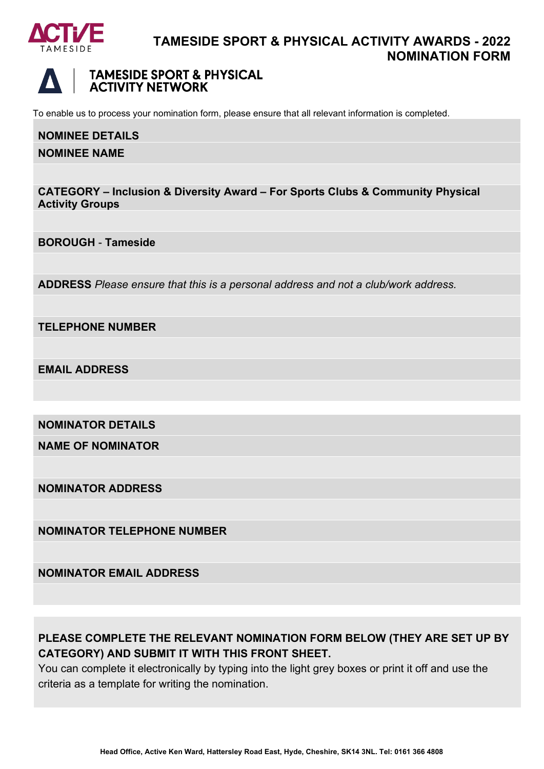# TAMESIDE SPORT & PHYSICAL ACTIVITY AWARDS - 2022 NOMINATION FORM

## TAMESIDE SPORT & PHYSICAL ACTIVITY NETWORK

To enable us to process your nomination form, please ensure that all relevant information is completed.

**NOMINEE DETAILS**

**NOMINEE NAME**

**CATEGORY – Inclusion & Diversity Award – For Sports Clubs & Community Physical Activity Groups**

**BOROUGH - Tameside**

**ADDRESS** *Please ensure that this is a personal address and not a club/work address.*

**TELEPHONE NUMBER**

**EMAIL ADDRESS**

**NOMINATOR DETAILS**

**NAME OF NOMINATOR**

**NOMINATOR ADDRESS**

**NOMINATOR TELEPHONE NUMBER**

**NOMINATOR EMAIL ADDRESS**

**PLEASE COMPLETE THE RELEVANT NOMINATION FORM BELOW (THEY ARE SET UP BY CATEGORY) AND SUBMIT IT WITH THIS FRONT SHEET.**

You can complete it electronically by typing into the light grey boxes or print it off and use the criteria as a template for writing the nomination.

**Head Office, Active Ken Ward, Hattersley Road East, Hyde, Cheshire, SK14 3NL. Tel: 0161 366 4808**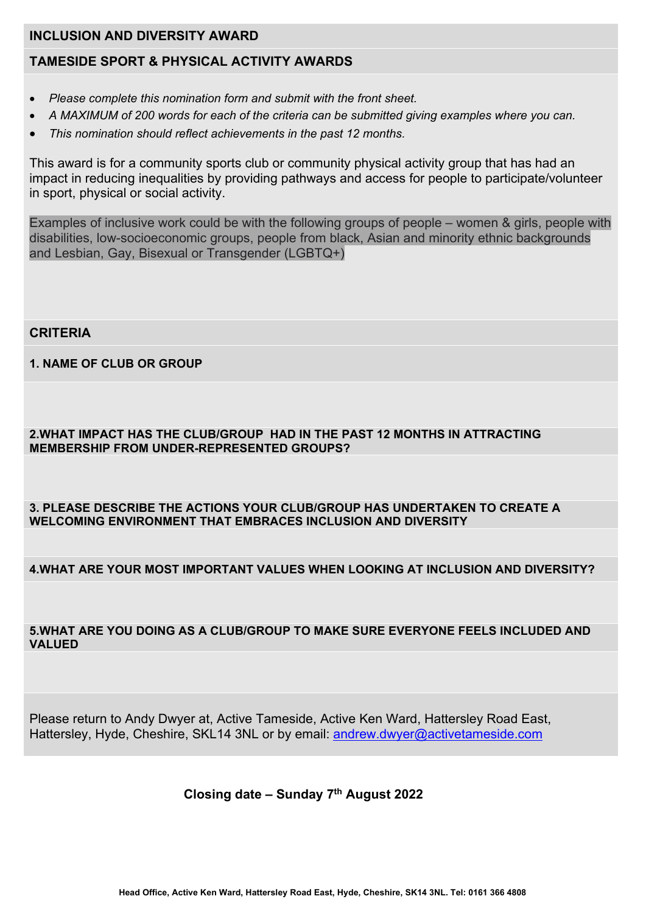## INCLUSION AND DIVERSITY AWARD

## TAMESIDE SPORT & PHYSICAL ACTIVITY AWARDS

- *Please complete this nomination form and submit with the front sheet.*
- *A MAXIMUM of 200 words for each of the criteria can be submitted giving examples where you can.*
- *This nomination should reflect achievements in the past 12 months.*

This award is for a community sports club or community physical activity group that has had an impact in reducing inequalities by providing pathways and access for people to participate/volunteer in sport, physical or social activity.

Examples of inclusive work could be with the following groups of people – women & girls, people with disabilities, low-socioeconomic groups, people from black, Asian and minority ethnic backgrounds and Lesbian, Gay, Bisexual or Transgender (LGBTQ+)

### CRITERIA

**1. NAME OF CLUB OR GROUP**

**2.WHAT IMPACT HAS THE CLUB/GROUP HAD IN THE PAST 12 MONTHS IN ATTRACTING MEMBERSHIP FROM UNDER-REPRESENTED GROUPS?**

**3. PLEASE DESCRIBE THE ACTIONS YOUR CLUB/GROUP HAS UNDERTAKEN TO CREATE A WELCOMING ENVIRONMENT THAT EMBRACES INCLUSION AND DIVERSITY**

**4.WHAT ARE YOUR MOST IMPORTANT VALUES WHEN LOOKING AT INCLUSION AND DIVERSITY?**

**5.WHAT ARE YOU DOING AS A CLUB/GROUP TO MAKE SURE EVERYONE FEELS INCLUDED AND VALUED**

Please return to Andy Dwyer at, Active Tameside, Active Ken Ward, Hattersley Road East, Hattersley, Hyde, Cheshire, SKL14 3NL or by email: andrew.dwyer@activetameside.com

**Closing date – Sunday 7th August 2022**

**Head Office, Active Ken Ward, Hattersley Road East, Hyde, Cheshire, SK14 3NL. Tel: 0161 366 4808**